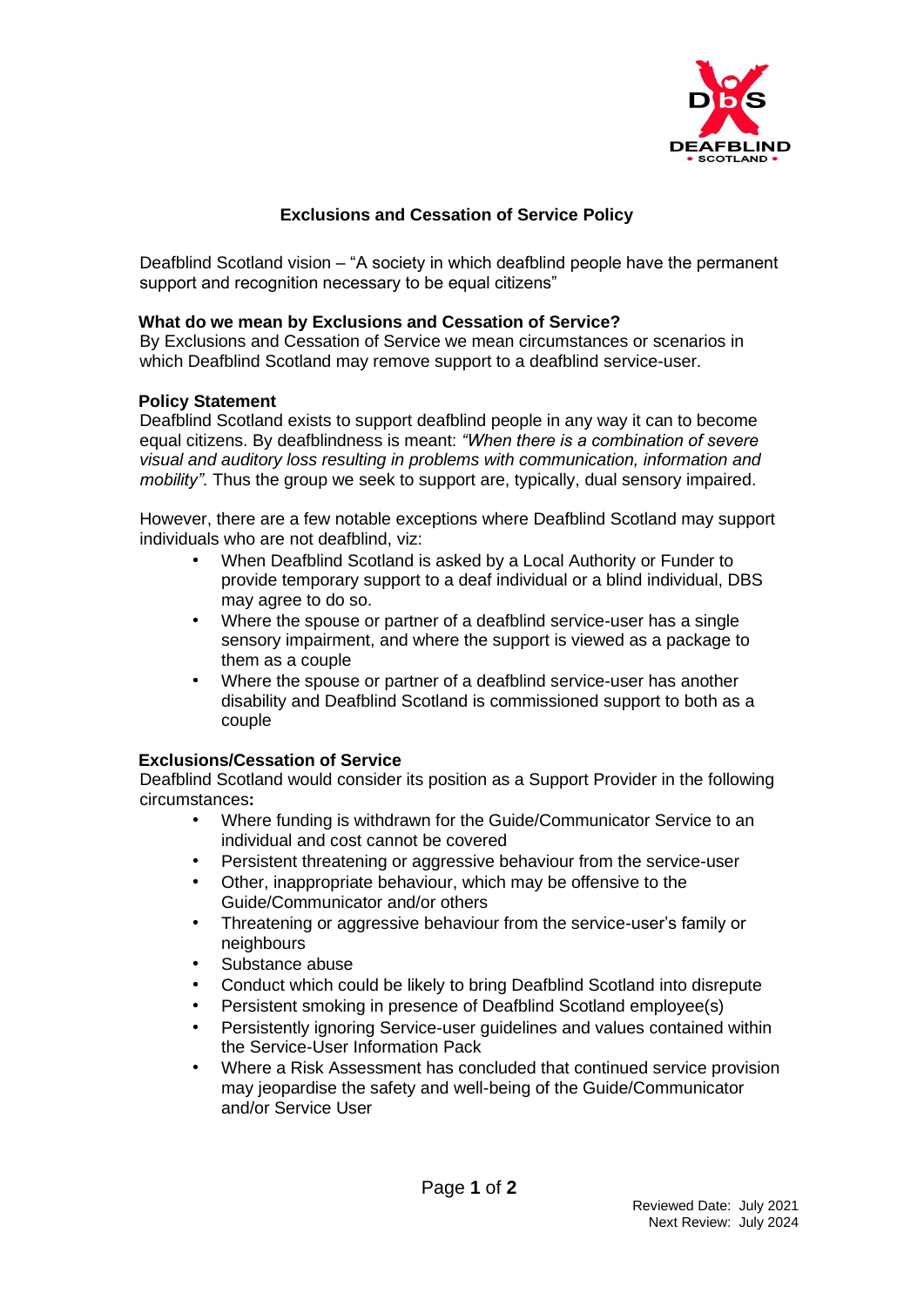# Exclusions and Cessation of Service Policy

Deafblind Scotland vision – "A society in which deafblind people have the permanent support and recognition necessary to be equal citizens"

**What do we mean by Exclusions and Cessation of Service?**
By Exclusions and Cessation of Service we mean circumstances or scenarios in which Deafblind Scotland may remove support to a deafblind service-user.

**Policy Statement**
Deafblind Scotland exists to support deafblind people in any way it can to become equal citizens. By deafblindness is meant: *"When there is a combination of severe visual and auditory loss resulting in problems with communication, information and mobility".* Thus the group we seek to support are, typically, dual sensory impaired.

However, there are a few notable exceptions where Deafblind Scotland may support individuals who are not deafblind, viz:

- When Deafblind Scotland is asked by a Local Authority or Funder to provide temporary support to a deaf individual or a blind individual, DBS may agree to do so.
- Where the spouse or partner of a deafblind service-user has a single sensory impairment, and where the support is viewed as a package to them as a couple
- Where the spouse or partner of a deafblind service-user has another disability and Deafblind Scotland is commissioned support to both as a couple

**Exclusions/Cessation of Service**
Deafblind Scotland would consider its position as a Support Provider in the following circumstances**:**

- Where funding is withdrawn for the Guide/Communicator Service to an individual and cost cannot be covered
- Persistent threatening or aggressive behaviour from the service-user
- Other, inappropriate behaviour, which may be offensive to the Guide/Communicator and/or others
- Threatening or aggressive behaviour from the service-user's family or neighbours
- Substance abuse
- Conduct which could be likely to bring Deafblind Scotland into disrepute
- Persistent smoking in presence of Deafblind Scotland employee(s)
- Persistently ignoring Service-user guidelines and values contained within the Service-User Information Pack
- Where a Risk Assessment has concluded that continued service provision may jeopardise the safety and well-being of the Guide/Communicator and/or Service User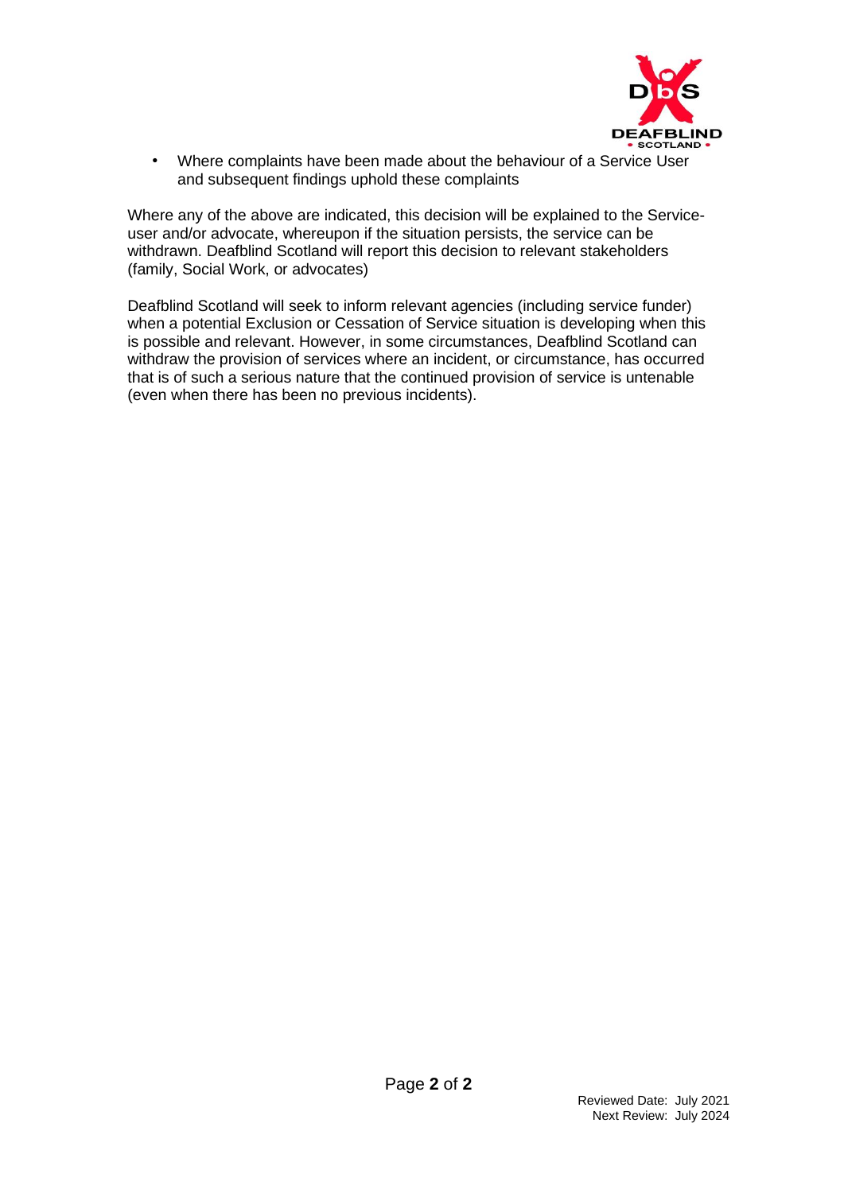- Where complaints have been made about the behaviour of a Service User and subsequent findings uphold these complaints

Where any of the above are indicated, this decision will be explained to the Service-user and/or advocate, whereupon if the situation persists, the service can be withdrawn. Deafblind Scotland will report this decision to relevant stakeholders (family, Social Work, or advocates)

Deafblind Scotland will seek to inform relevant agencies (including service funder) when a potential Exclusion or Cessation of Service situation is developing when this is possible and relevant. However, in some circumstances, Deafblind Scotland can withdraw the provision of services where an incident, or circumstance, has occurred that is of such a serious nature that the continued provision of service is untenable (even when there has been no previous incidents).

Reviewed Date: July 2021
Next Review: July 2024